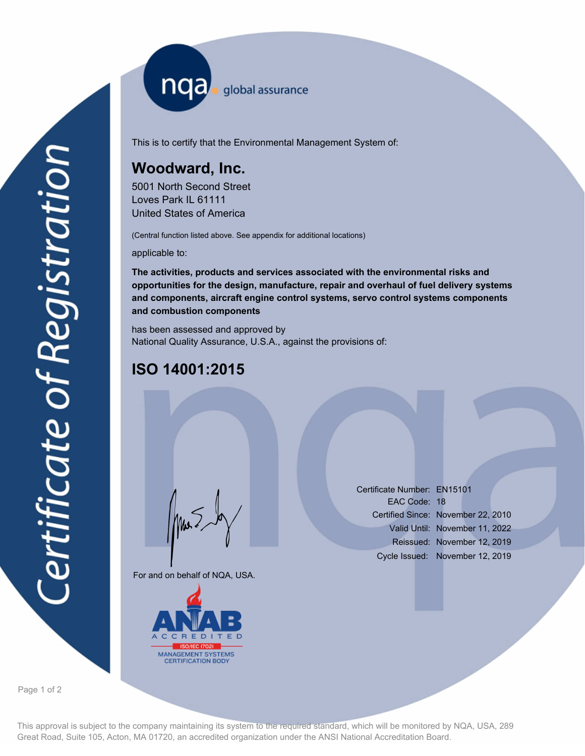# Certificate of Registration

nqa global assurance

This is to certify that the Environmental Management System of:

## Woodward, Inc.

5001 North Second Street
Loves Park IL 61111
United States of America

(Central function listed above. See appendix for additional locations)

applicable to:

**The activities, products and services associated with the environmental risks and opportunities for the design, manufacture, repair and overhaul of fuel delivery systems and components, aircraft engine control systems, servo control systems components and combustion components**

has been assessed and approved by
National Quality Assurance, U.S.A., against the provisions of:

## ISO 14001:2015

For and on behalf of NQA, USA.

| | |
|---|---|
| Certificate Number: | EN15101 |
| EAC Code: | 18 |
| Certified Since: | November 22, 2010 |
| Valid Until: | November 11, 2022 |
| Reissued: | November 12, 2019 |
| Cycle Issued: | November 12, 2019 |

ANAB ACCREDITED ISO/IEC 17021 MANAGEMENT SYSTEMS CERTIFICATION BODY

This approval is subject to the company maintaining its system to the required standard, which will be monitored by NQA, USA, 289 Great Road, Suite 105, Acton, MA 01720, an accredited organization under the ANSI National Accreditation Board.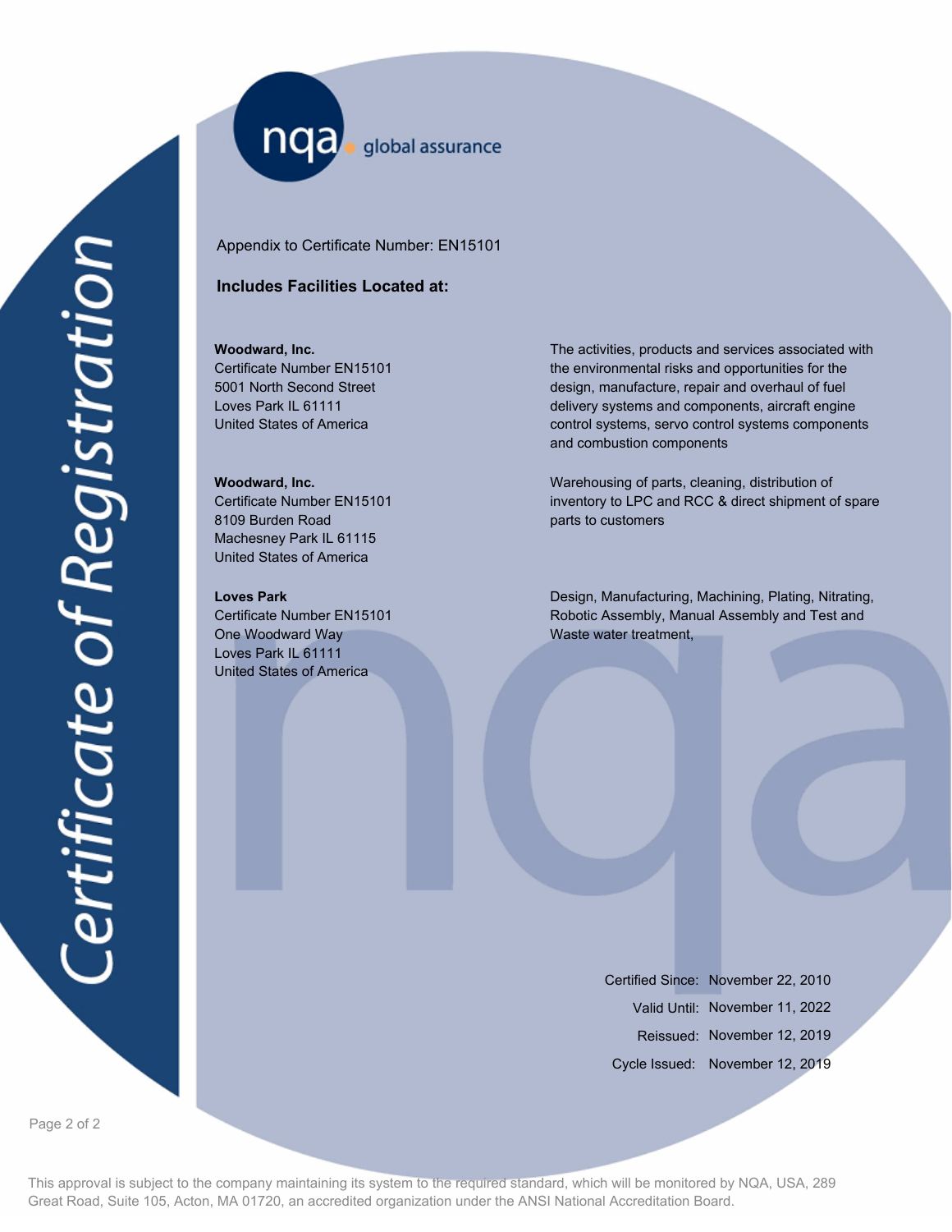nqa global assurance

Certificate of Registration

Appendix to Certificate Number: EN15101

**Includes Facilities Located at:**

| | |
|---|---|
| **Woodward, Inc.**<br>Certificate Number EN15101<br>5001 North Second Street<br>Loves Park IL 61111<br>United States of America | The activities, products and services associated with the environmental risks and opportunities for the design, manufacture, repair and overhaul of fuel delivery systems and components, aircraft engine control systems, servo control systems components and combustion components |
| **Woodward, Inc.**<br>Certificate Number EN15101<br>8109 Burden Road<br>Machesney Park IL 61115<br>United States of America | Warehousing of parts, cleaning, distribution of inventory to LPC and RCC & direct shipment of spare parts to customers |
| **Loves Park**<br>Certificate Number EN15101<br>One Woodward Way<br>Loves Park IL 61111<br>United States of America | Design, Manufacturing, Machining, Plating, Nitrating, Robotic Assembly, Manual Assembly and Test and Waste water treatment, |

Certified Since: November 22, 2010

Valid Until: November 11, 2022

Reissued: November 12, 2019

Cycle Issued: November 12, 2019

This approval is subject to the company maintaining its system to the required standard, which will be monitored by NQA, USA, 289 Great Road, Suite 105, Acton, MA 01720, an accredited organization under the ANSI National Accreditation Board.